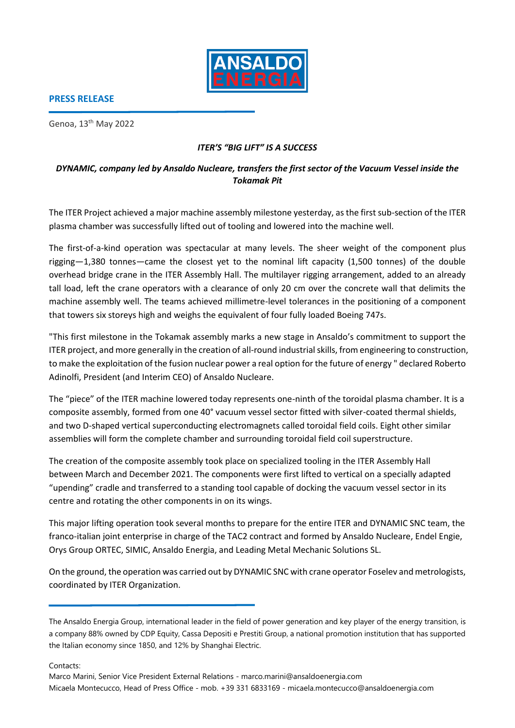**PRESS RELEASE**

Genoa, 13th May 2022

***ITER'S "BIG LIFT" IS A SUCCESS***

***DYNAMIC, company led by Ansaldo Nucleare, transfers the first sector of the Vacuum Vessel inside the Tokamak Pit***

The ITER Project achieved a major machine assembly milestone yesterday, as the first sub-section of the ITER plasma chamber was successfully lifted out of tooling and lowered into the machine well.

The first-of-a-kind operation was spectacular at many levels. The sheer weight of the component plus rigging—1,380 tonnes—came the closest yet to the nominal lift capacity (1,500 tonnes) of the double overhead bridge crane in the ITER Assembly Hall. The multilayer rigging arrangement, added to an already tall load, left the crane operators with a clearance of only 20 cm over the concrete wall that delimits the machine assembly well. The teams achieved millimetre-level tolerances in the positioning of a component that towers six storeys high and weighs the equivalent of four fully loaded Boeing 747s.

"This first milestone in the Tokamak assembly marks a new stage in Ansaldo's commitment to support the ITER project, and more generally in the creation of all-round industrial skills, from engineering to construction, to make the exploitation of the fusion nuclear power a real option for the future of energy " declared Roberto Adinolfi, President (and Interim CEO) of Ansaldo Nucleare.

The "piece" of the ITER machine lowered today represents one-ninth of the toroidal plasma chamber. It is a composite assembly, formed from one 40° vacuum vessel sector fitted with silver-coated thermal shields, and two D-shaped vertical superconducting electromagnets called toroidal field coils. Eight other similar assemblies will form the complete chamber and surrounding toroidal field coil superstructure.

The creation of the composite assembly took place on specialized tooling in the ITER Assembly Hall between March and December 2021. The components were first lifted to vertical on a specially adapted "upending" cradle and transferred to a standing tool capable of docking the vacuum vessel sector in its centre and rotating the other components in on its wings.

This major lifting operation took several months to prepare for the entire ITER and DYNAMIC SNC team, the franco-italian joint enterprise in charge of the TAC2 contract and formed by Ansaldo Nucleare, Endel Engie, Orys Group ORTEC, SIMIC, Ansaldo Energia, and Leading Metal Mechanic Solutions SL.

On the ground, the operation was carried out by DYNAMIC SNC with crane operator Foselev and metrologists, coordinated by ITER Organization.

---

The Ansaldo Energia Group, international leader in the field of power generation and key player of the energy transition, is a company 88% owned by CDP Equity, Cassa Depositi e Prestiti Group, a national promotion institution that has supported the Italian economy since 1850, and 12% by Shanghai Electric.

Contacts:
Marco Marini, Senior Vice President External Relations - marco.marini@ansaldoenergia.com
Micaela Montecucco, Head of Press Office - mob. +39 331 6833169 - micaela.montecucco@ansaldoenergia.com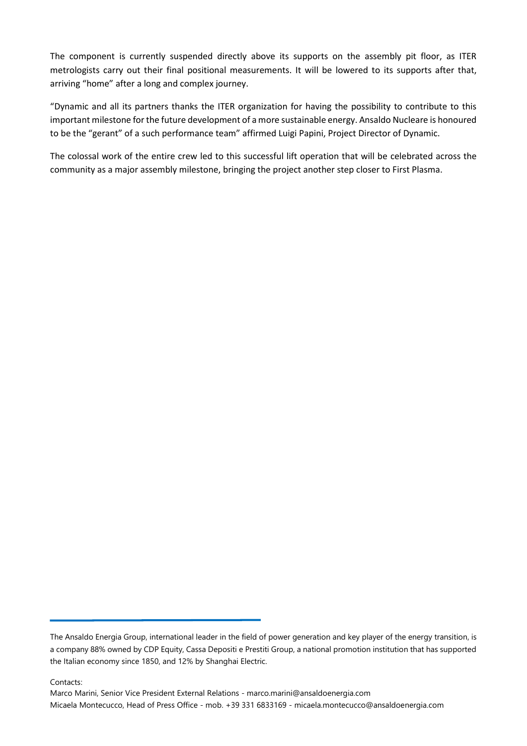The component is currently suspended directly above its supports on the assembly pit floor, as ITER metrologists carry out their final positional measurements. It will be lowered to its supports after that, arriving "home" after a long and complex journey.

"Dynamic and all its partners thanks the ITER organization for having the possibility to contribute to this important milestone for the future development of a more sustainable energy. Ansaldo Nucleare is honoured to be the "gerant" of a such performance team" affirmed Luigi Papini, Project Director of Dynamic.

The colossal work of the entire crew led to this successful lift operation that will be celebrated across the community as a major assembly milestone, bringing the project another step closer to First Plasma.

---

The Ansaldo Energia Group, international leader in the field of power generation and key player of the energy transition, is a company 88% owned by CDP Equity, Cassa Depositi e Prestiti Group, a national promotion institution that has supported the Italian economy since 1850, and 12% by Shanghai Electric.

Contacts:

Marco Marini, Senior Vice President External Relations - marco.marini@ansaldoenergia.com

Micaela Montecucco, Head of Press Office - mob. +39 331 6833169 - micaela.montecucco@ansaldoenergia.com